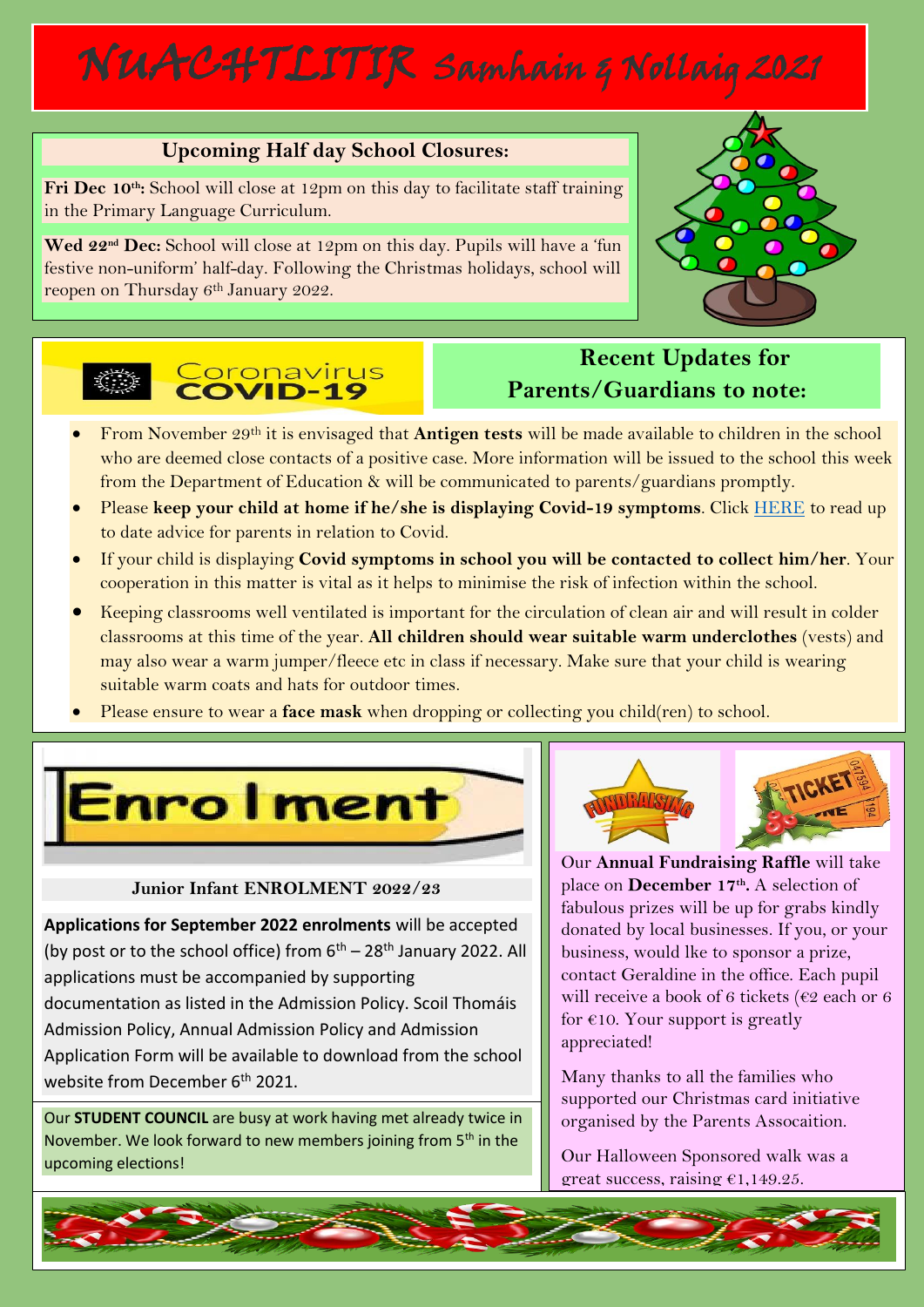# NUACHTLITIR Samhain & Nollaig 2021

## Upcoming Half day School Closures:

**Fri Dec 10th:** School will close at 12pm on this day to facilitate staff training in the Primary Language Curriculum.

**Wed 22nd Dec:** School will close at 12pm on this day. Pupils will have a 'fun festive non-uniform' half-day. Following the Christmas holidays, school will reopen on Thursday 6th January 2022.

## Coronavirus COVID-19

## Recent Updates for Parents/Guardians to note:

- From November 29th it is envisaged that **Antigen tests** will be made available to children in the school who are deemed close contacts of a positive case. More information will be issued to the school this week from the Department of Education & will be communicated to parents/guardians promptly.
- Please **keep your child at home if he/she is displaying Covid-19 symptoms**. Click HERE to read up to date advice for parents in relation to Covid.
- If your child is displaying **Covid symptoms in school you will be contacted to collect him/her**. Your cooperation in this matter is vital as it helps to minimise the risk of infection within the school.
- Keeping classrooms well ventilated is important for the circulation of clean air and will result in colder classrooms at this time of the year. **All children should wear suitable warm underclothes** (vests) and may also wear a warm jumper/fleece etc in class if necessary. Make sure that your child is wearing suitable warm coats and hats for outdoor times.
- Please ensure to wear a **face mask** when dropping or collecting you child(ren) to school.

## Enrolment

### Junior Infant ENROLMENT 2022/23

**Applications for September 2022 enrolments** will be accepted (by post or to the school office) from 6th – 28th January 2022. All applications must be accompanied by supporting documentation as listed in the Admission Policy. Scoil Thomáis Admission Policy, Annual Admission Policy and Admission Application Form will be available to download from the school website from December 6th 2021.

Our **STUDENT COUNCIL** are busy at work having met already twice in November. We look forward to new members joining from 5th in the upcoming elections!

## Fundraising

Our **Annual Fundraising Raffle** will take place on **December 17th.** A selection of fabulous prizes will be up for grabs kindly donated by local businesses. If you, or your business, would lke to sponsor a prize, contact Geraldine in the office. Each pupil will receive a book of 6 tickets (€2 each or 6 for €10. Your support is greatly appreciated!

Many thanks to all the families who supported our Christmas card initiative organised by the Parents Assocaition.

Our Halloween Sponsored walk was a great success, raising €1,149.25.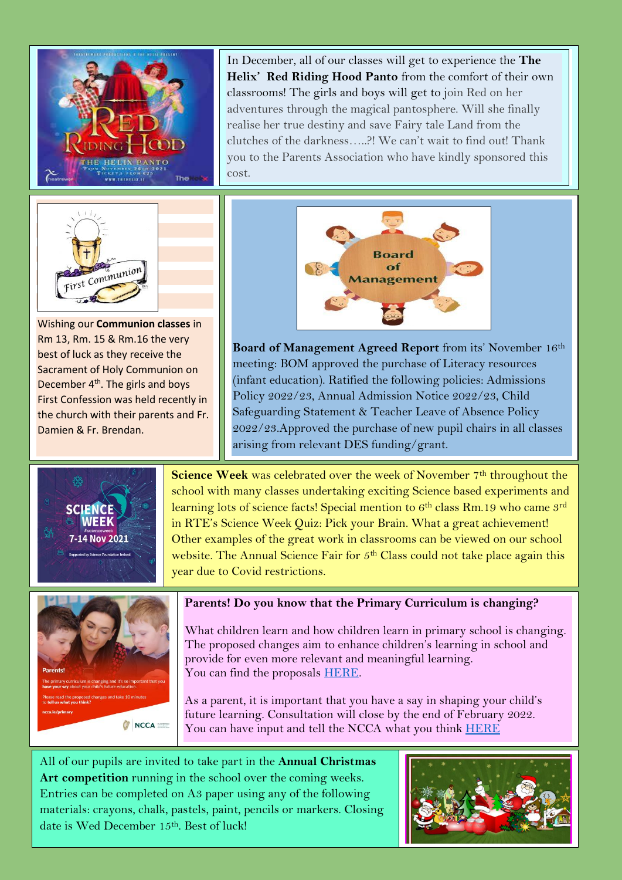In December, all of our classes will get to experience the **The Helix' Red Riding Hood Panto** from the comfort of their own classrooms! The girls and boys will get to join Red on her adventures through the magical pantosphere. Will she finally realise her true destiny and save Fairy tale Land from the clutches of the darkness…..?! We can't wait to find out! Thank you to the Parents Association who have kindly sponsored this cost.

Wishing our **Communion classes** in Rm 13, Rm. 15 & Rm.16 the very best of luck as they receive the Sacrament of Holy Communion on December 4th. The girls and boys First Confession was held recently in the church with their parents and Fr. Damien & Fr. Brendan.

**Board of Management Agreed Report** from its' November 16th meeting: BOM approved the purchase of Literacy resources (infant education). Ratified the following policies: Admissions Policy 2022/23, Annual Admission Notice 2022/23, Child Safeguarding Statement & Teacher Leave of Absence Policy 2022/23.Approved the purchase of new pupil chairs in all classes arising from relevant DES funding/grant.

**Science Week** was celebrated over the week of November 7th throughout the school with many classes undertaking exciting Science based experiments and learning lots of science facts! Special mention to 6th class Rm.19 who came 3rd in RTE's Science Week Quiz: Pick your Brain. What a great achievement! Other examples of the great work in classrooms can be viewed on our school website. The Annual Science Fair for 5th Class could not take place again this year due to Covid restrictions.

**Parents! Do you know that the Primary Curriculum is changing?**

What children learn and how children learn in primary school is changing. The proposed changes aim to enhance children's learning in school and provide for even more relevant and meaningful learning.
You can find the proposals HERE.

As a parent, it is important that you have a say in shaping your child's future learning. Consultation will close by the end of February 2022. You can have input and tell the NCCA what you think HERE

All of our pupils are invited to take part in the **Annual Christmas Art competition** running in the school over the coming weeks. Entries can be completed on A3 paper using any of the following materials: crayons, chalk, pastels, paint, pencils or markers. Closing date is Wed December 15th. Best of luck!